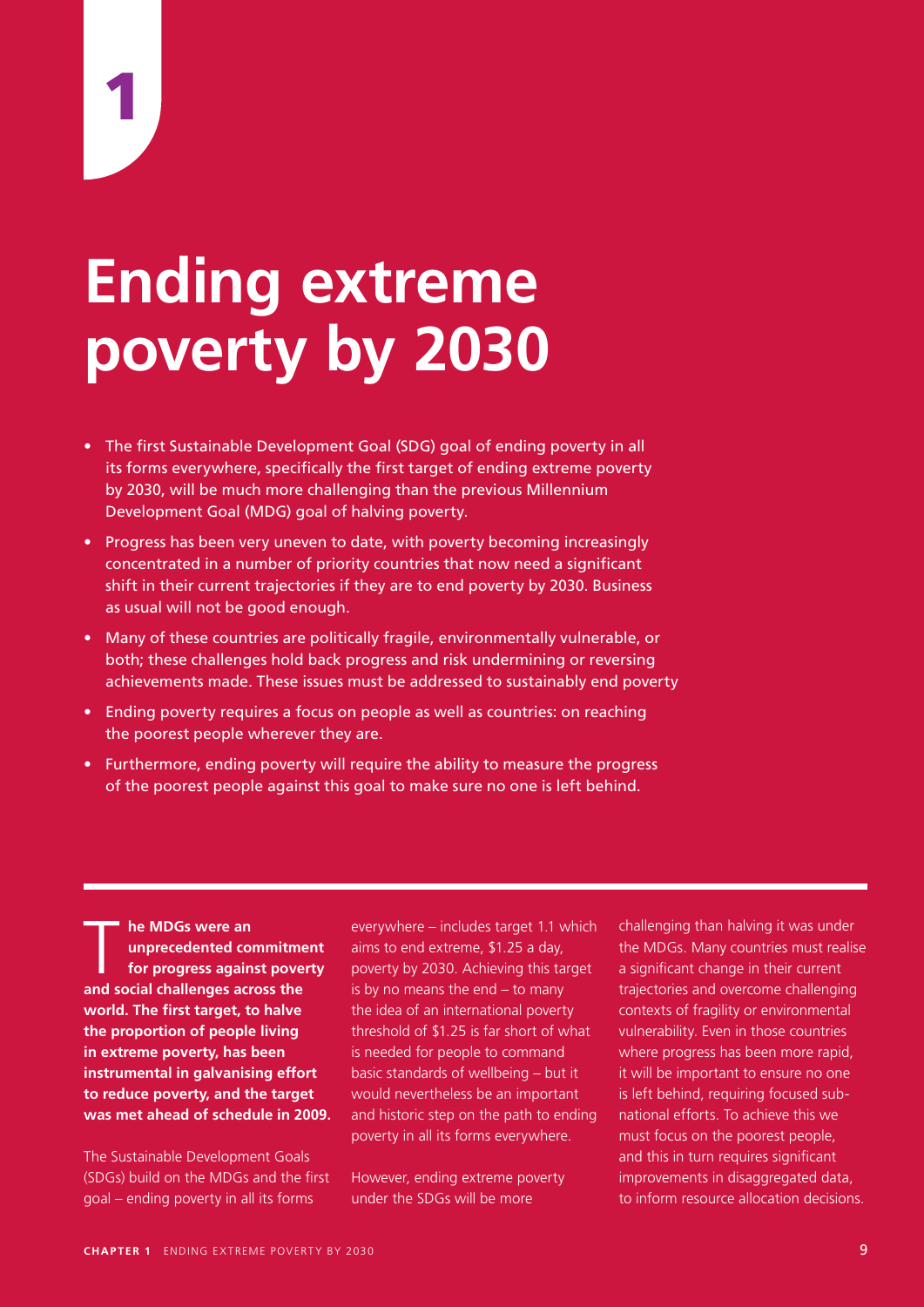1

# Ending extreme poverty by 2030

- The first Sustainable Development Goal (SDG) goal of ending poverty in all its forms everywhere, specifically the first target of ending extreme poverty by 2030, will be much more challenging than the previous Millennium Development Goal (MDG) goal of halving poverty.
- Progress has been very uneven to date, with poverty becoming increasingly concentrated in a number of priority countries that now need a significant shift in their current trajectories if they are to end poverty by 2030. Business as usual will not be good enough.
- Many of these countries are politically fragile, environmentally vulnerable, or both; these challenges hold back progress and risk undermining or reversing achievements made. These issues must be addressed to sustainably end poverty
- Ending poverty requires a focus on people as well as countries: on reaching the poorest people wherever they are.
- Furthermore, ending poverty will require the ability to measure the progress of the poorest people against this goal to make sure no one is left behind.

**The MDGs were an unprecedented commitment for progress against poverty and social challenges across the world. The first target, to halve the proportion of people living in extreme poverty, has been instrumental in galvanising effort to reduce poverty, and the target was met ahead of schedule in 2009.**

The Sustainable Development Goals (SDGs) build on the MDGs and the first goal – ending poverty in all its forms everywhere – includes target 1.1 which aims to end extreme, $1.25 a day, poverty by 2030. Achieving this target is by no means the end – to many the idea of an international poverty threshold of $1.25 is far short of what is needed for people to command basic standards of wellbeing – but it would nevertheless be an important and historic step on the path to ending poverty in all its forms everywhere.

However, ending extreme poverty under the SDGs will be more challenging than halving it was under the MDGs. Many countries must realise a significant change in their current trajectories and overcome challenging contexts of fragility or environmental vulnerability. Even in those countries where progress has been more rapid, it will be important to ensure no one is left behind, requiring focused sub-national efforts. To achieve this we must focus on the poorest people, and this in turn requires significant improvements in disaggregated data, to inform resource allocation decisions.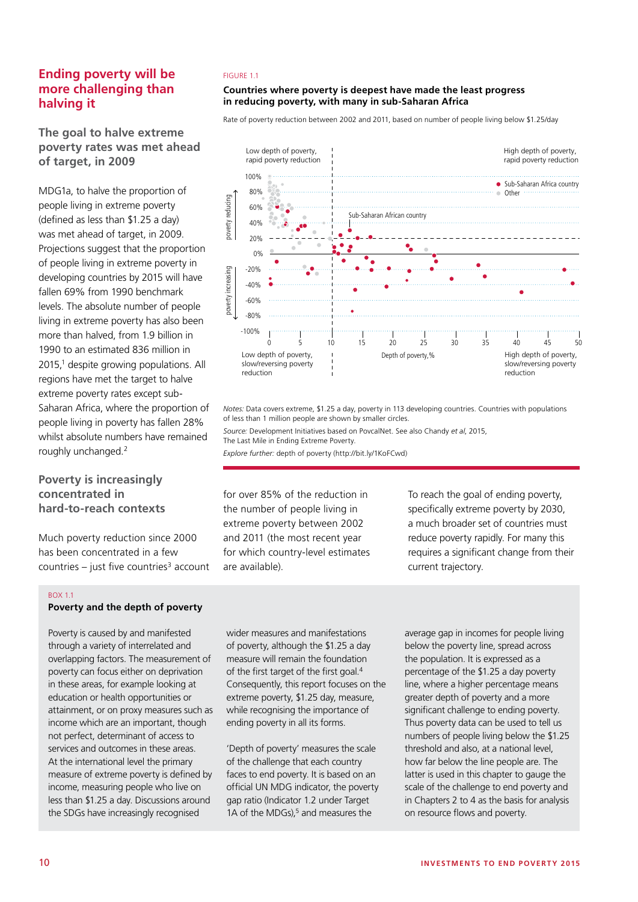## Ending poverty will be more challenging than halving it

### The goal to halve extreme poverty rates was met ahead of target, in 2009

MDG1a, to halve the proportion of people living in extreme poverty (defined as less than $1.25 a day) was met ahead of target, in 2009. Projections suggest that the proportion of people living in extreme poverty in developing countries by 2015 will have fallen 69% from 1990 benchmark levels. The absolute number of people living in extreme poverty has also been more than halved, from 1.9 billion in 1990 to an estimated 836 million in 2015,[1] despite growing populations. All regions have met the target to halve extreme poverty rates except sub-Saharan Africa, where the proportion of people living in poverty has fallen 28% whilst absolute numbers have remained roughly unchanged.[2]

### Poverty is increasingly concentrated in hard-to-reach contexts

Much poverty reduction since 2000 has been concentrated in a few countries – just five countries[3] account for over 85% of the reduction in the number of people living in extreme poverty between 2002 and 2011 (the most recent year for which country-level estimates are available).

To reach the goal of ending poverty, specifically extreme poverty by 2030, a much broader set of countries must reduce poverty rapidly. For many this requires a significant change from their current trajectory.

FIGURE 1.1

**Countries where poverty is deepest have made the least progress in reducing poverty, with many in sub-Saharan Africa**

Rate of poverty reduction between 2002 and 2011, based on number of people living below $1.25/day

*Notes:* Data covers extreme, $1.25 a day, poverty in 113 developing countries. Countries with populations of less than 1 million people are shown by smaller circles.

*Source:* Development Initiatives based on PovcalNet. See also Chandy *et al*, 2015, The Last Mile in Ending Extreme Poverty.

*Explore further:* depth of poverty (http://bit.ly/1KoFCwd)

BOX 1.1

**Poverty and the depth of poverty**

Poverty is caused by and manifested through a variety of interrelated and overlapping factors. The measurement of poverty can focus either on deprivation in these areas, for example looking at education or health opportunities or attainment, or on proxy measures such as income which are an important, though not perfect, determinant of access to services and outcomes in these areas. At the international level the primary measure of extreme poverty is defined by income, measuring people who live on less than $1.25 a day. Discussions around the SDGs have increasingly recognised wider measures and manifestations of poverty, although the $1.25 a day measure will remain the foundation of the first target of the first goal.[4] Consequently, this report focuses on the extreme poverty, $1.25 day, measure, while recognising the importance of ending poverty in all its forms.

'Depth of poverty' measures the scale of the challenge that each country faces to end poverty. It is based on an official UN MDG indicator, the poverty gap ratio (Indicator 1.2 under Target 1A of the MDGs),[5] and measures the average gap in incomes for people living below the poverty line, spread across the population. It is expressed as a percentage of the $1.25 a day poverty line, where a higher percentage means greater depth of poverty and a more significant challenge to ending poverty. Thus poverty data can be used to tell us numbers of people living below the $1.25 threshold and also, at a national level, how far below the line people are. The latter is used in this chapter to gauge the scale of the challenge to end poverty and in Chapters 2 to 4 as the basis for analysis on resource flows and poverty.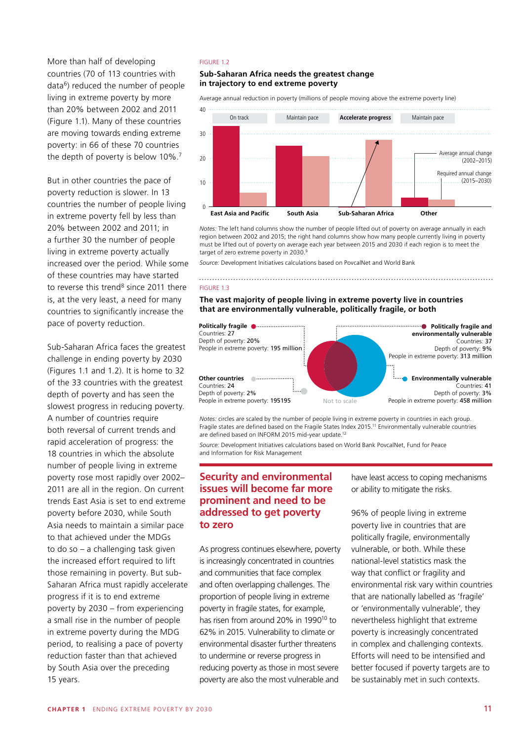More than half of developing countries (70 of 113 countries with data[6]) reduced the number of people living in extreme poverty by more than 20% between 2002 and 2011 (Figure 1.1). Many of these countries are moving towards ending extreme poverty: in 66 of these 70 countries the depth of poverty is below 10%.[7]

But in other countries the pace of poverty reduction is slower. In 13 countries the number of people living in extreme poverty fell by less than 20% between 2002 and 2011; in a further 30 the number of people living in extreme poverty actually increased over the period. While some of these countries may have started to reverse this trend[8] since 2011 there is, at the very least, a need for many countries to significantly increase the pace of poverty reduction.

Sub-Saharan Africa faces the greatest challenge in ending poverty by 2030 (Figures 1.1 and 1.2). It is home to 32 of the 33 countries with the greatest depth of poverty and has seen the slowest progress in reducing poverty. A number of countries require both reversal of current trends and rapid acceleration of progress: the 18 countries in which the absolute number of people living in extreme poverty rose most rapidly over 2002–2011 are all in the region. On current trends East Asia is set to end extreme poverty before 2030, while South Asia needs to maintain a similar pace to that achieved under the MDGs to do so – a challenging task given the increased effort required to lift those remaining in poverty. But sub-Saharan Africa must rapidly accelerate progress if it is to end extreme poverty by 2030 – from experiencing a small rise in the number of people in extreme poverty during the MDG period, to realising a pace of poverty reduction faster than that achieved by South Asia over the preceding 15 years.

FIGURE 1.2

**Sub-Saharan Africa needs the greatest change in trajectory to end extreme poverty**

Average annual reduction in poverty (millions of people moving above the extreme poverty line)

| Region | Status | Average annual change (2002–2015) | Required annual change (2015–2030) |
|---|---|---|---|
| East Asia and Pacific | On track | ~33 | ~6 |
| South Asia | Maintain pace | ~25 | ~21 |
| Sub-Saharan Africa | Accelerate progress | ~0 | ~27 |
| Other | Maintain pace | ~4 | ~3 |

*Notes:* The left hand columns show the number of people lifted out of poverty on average annually in each region between 2002 and 2015; the right hand columns show how many people currently living in poverty must be lifted out of poverty on average each year between 2015 and 2030 if each region is to meet the target of zero extreme poverty in 2030.[9]

*Source:* Development Initiatives calculations based on PovcalNet and World Bank

FIGURE 1.3

**The vast majority of people living in extreme poverty live in countries that are environmentally vulnerable, politically fragile, or both**

| Group | Countries | Depth of poverty | People in extreme poverty |
|---|---|---|---|
| Politically fragile | 27 | 20% | 195 million |
| Politically fragile and environmentally vulnerable | 37 | 9% | 313 million |
| Environmentally vulnerable | 41 | 3% | 458 million |
| Other countries | 24 | 2% | 195195 |

Not to scale

*Notes:* circles are scaled by the number of people living in extreme poverty in countries in each group. Fragile states are defined based on the Fragile States Index 2015.[11] Environmentally vulnerable countries are defined based on INFORM 2015 mid-year update.[12]

*Source:* Development Initiatives calculations based on World Bank PovcalNet, Fund for Peace and Information for Risk Management

## Security and environmental issues will become far more prominent and need to be addressed to get poverty to zero

As progress continues elsewhere, poverty is increasingly concentrated in countries and communities that face complex and often overlapping challenges. The proportion of people living in extreme poverty in fragile states, for example, has risen from around 20% in 1990[10] to 62% in 2015. Vulnerability to climate or environmental disaster further threatens to undermine or reverse progress in reducing poverty as those in most severe poverty are also the most vulnerable and have least access to coping mechanisms or ability to mitigate the risks.

96% of people living in extreme poverty live in countries that are politically fragile, environmentally vulnerable, or both. While these national-level statistics mask the way that conflict or fragility and environmental risk vary within countries that are nationally labelled as 'fragile' or 'environmentally vulnerable', they nevertheless highlight that extreme poverty is increasingly concentrated in complex and challenging contexts. Efforts will need to be intensified and better focused if poverty targets are to be sustainably met in such contexts.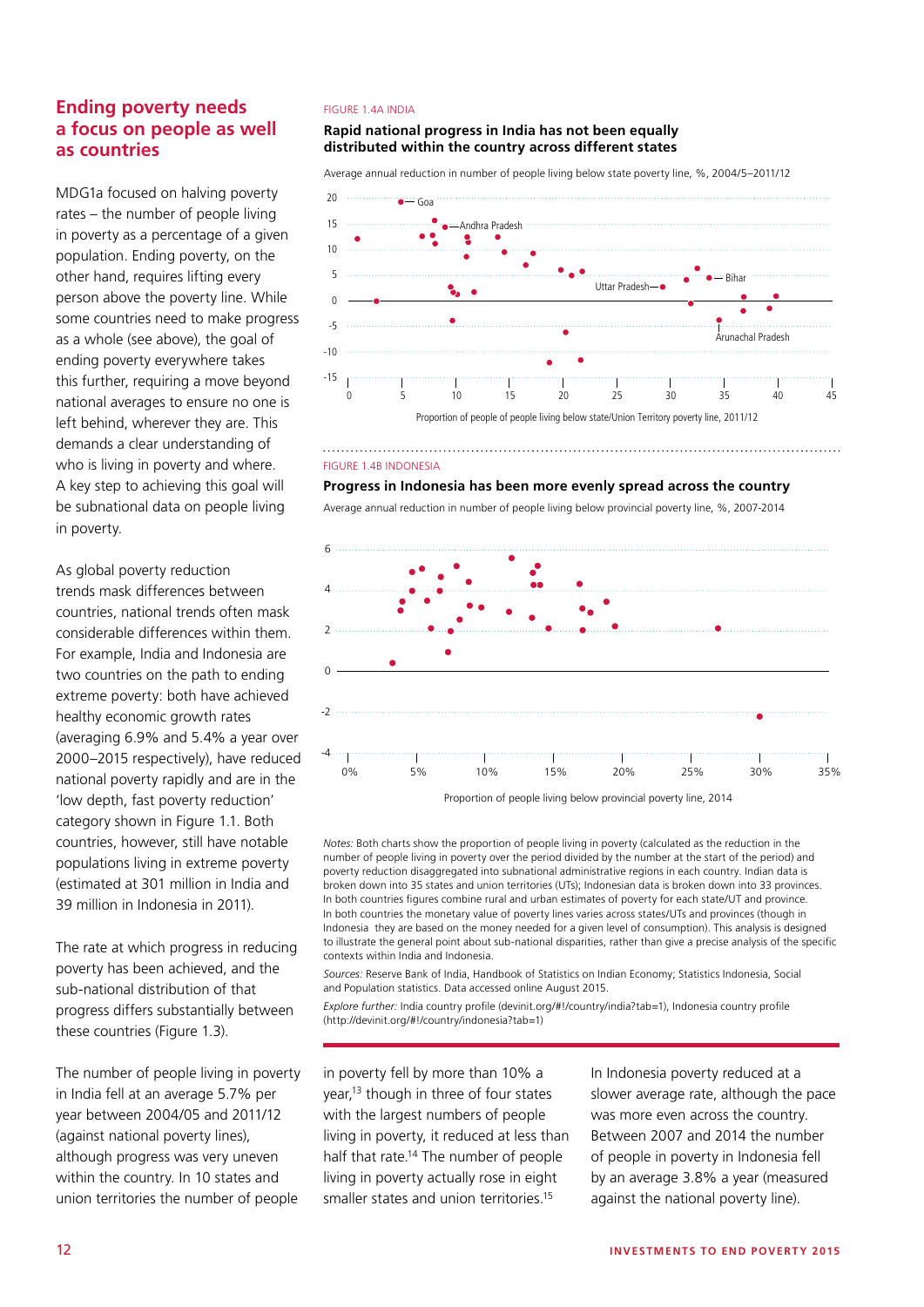## Ending poverty needs a focus on people as well as countries

MDG1a focused on halving poverty rates – the number of people living in poverty as a percentage of a given population. Ending poverty, on the other hand, requires lifting every person above the poverty line. While some countries need to make progress as a whole (see above), the goal of ending poverty everywhere takes this further, requiring a move beyond national averages to ensure no one is left behind, wherever they are. This demands a clear understanding of who is living in poverty and where. A key step to achieving this goal will be subnational data on people living in poverty.

As global poverty reduction trends mask differences between countries, national trends often mask considerable differences within them. For example, India and Indonesia are two countries on the path to ending extreme poverty: both have achieved healthy economic growth rates (averaging 6.9% and 5.4% a year over 2000–2015 respectively), have reduced national poverty rapidly and are in the 'low depth, fast poverty reduction' category shown in Figure 1.1. Both countries, however, still have notable populations living in extreme poverty (estimated at 301 million in India and 39 million in Indonesia in 2011).

The rate at which progress in reducing poverty has been achieved, and the sub-national distribution of that progress differs substantially between these countries (Figure 1.3).

The number of people living in poverty in India fell at an average 5.7% per year between 2004/05 and 2011/12 (against national poverty lines), although progress was very uneven within the country. In 10 states and union territories the number of people in poverty fell by more than 10% a year,[13] though in three of four states with the largest numbers of people living in poverty, it reduced at less than half that rate.[14] The number of people living in poverty actually rose in eight smaller states and union territories.[15]

In Indonesia poverty reduced at a slower average rate, although the pace was more even across the country. Between 2007 and 2014 the number of people in poverty in Indonesia fell by an average 3.8% a year (measured against the national poverty line).

FIGURE 1.4A INDIA

**Rapid national progress in India has not been equally distributed within the country across different states**

Average annual reduction in number of people living below state poverty line, %, 2004/5–2011/12

Proportion of people of people living below state/Union Territory poverty line, 2011/12

FIGURE 1.4B INDONESIA

**Progress in Indonesia has been more evenly spread across the country**

Average annual reduction in number of people living below provincial poverty line, %, 2007-2014

Proportion of people living below provincial poverty line, 2014

*Notes:* Both charts show the proportion of people living in poverty (calculated as the reduction in the number of people living in poverty over the period divided by the number at the start of the period) and poverty reduction disaggregated into subnational administrative regions in each country. Indian data is broken down into 35 states and union territories (UTs); Indonesian data is broken down into 33 provinces. In both countries figures combine rural and urban estimates of poverty for each state/UT and province. In both countries the monetary value of poverty lines varies across states/UTs and provinces (though in Indonesia they are based on the money needed for a given level of consumption). This analysis is designed to illustrate the general point about sub-national disparities, rather than give a precise analysis of the specific contexts within India and Indonesia.

*Sources:* Reserve Bank of India, Handbook of Statistics on Indian Economy; Statistics Indonesia, Social and Population statistics. Data accessed online August 2015.

*Explore further:* India country profile (devinit.org/#!/country/india?tab=1), Indonesia country profile (http://devinit.org/#!/country/indonesia?tab=1)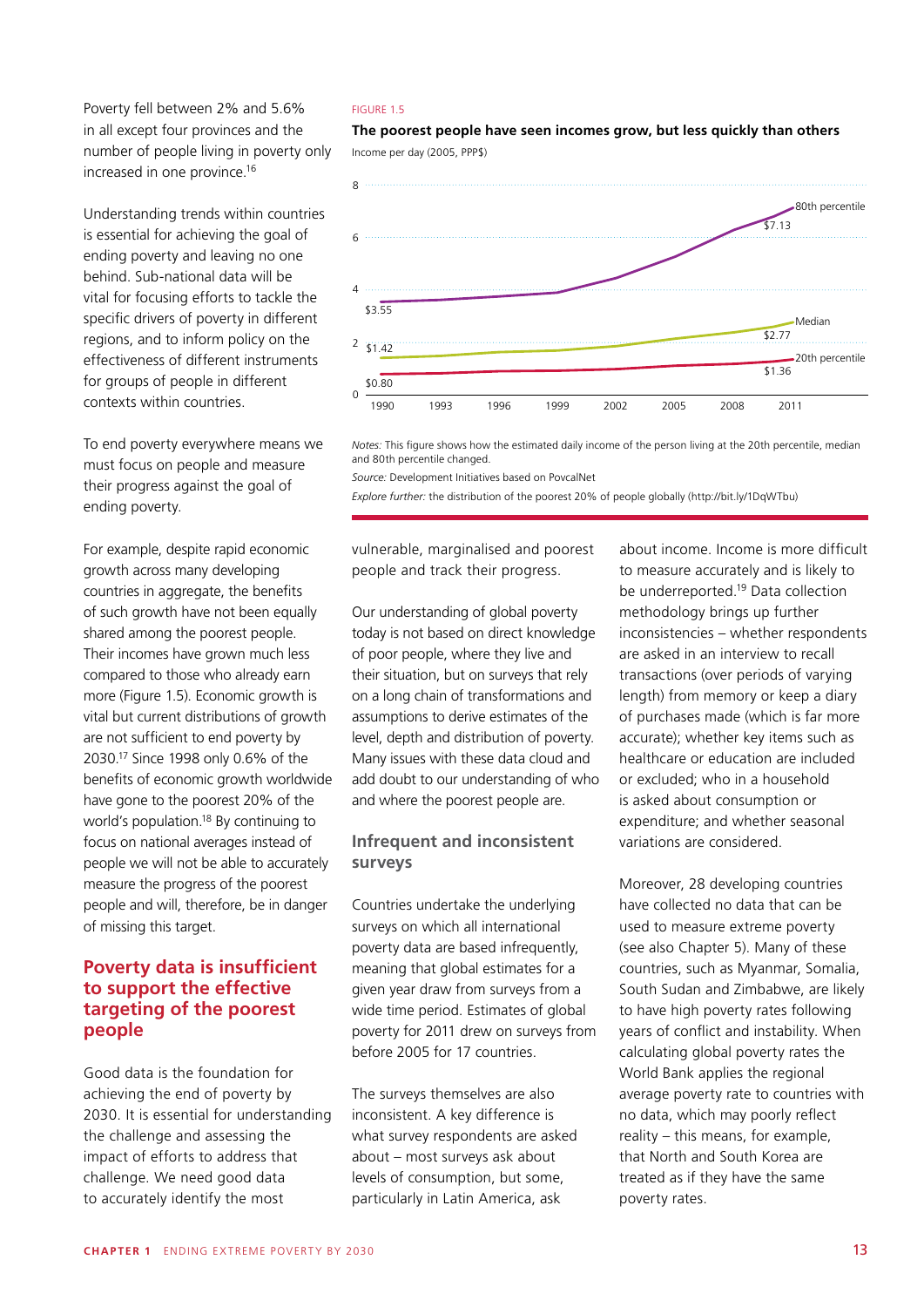Poverty fell between 2% and 5.6% in all except four provinces and the number of people living in poverty only increased in one province.[16]

Understanding trends within countries is essential for achieving the goal of ending poverty and leaving no one behind. Sub-national data will be vital for focusing efforts to tackle the specific drivers of poverty in different regions, and to inform policy on the effectiveness of different instruments for groups of people in different contexts within countries.

To end poverty everywhere means we must focus on people and measure their progress against the goal of ending poverty.

For example, despite rapid economic growth across many developing countries in aggregate, the benefits of such growth have not been equally shared among the poorest people. Their incomes have grown much less compared to those who already earn more (Figure 1.5). Economic growth is vital but current distributions of growth are not sufficient to end poverty by 2030.[17] Since 1998 only 0.6% of the benefits of economic growth worldwide have gone to the poorest 20% of the world's population.[18] By continuing to focus on national averages instead of people we will not be able to accurately measure the progress of the poorest people and will, therefore, be in danger of missing this target.

FIGURE 1.5

**The poorest people have seen incomes grow, but less quickly than others**

Income per day (2005, PPP$)

| | 1990 | 2011 |
|---|---|---|
| 80th percentile | $3.55 | $7.13 |
| Median | $1.42 | $2.77 |
| 20th percentile | $0.80 | $1.36 |

*Notes:* This figure shows how the estimated daily income of the person living at the 20th percentile, median and 80th percentile changed.

*Source:* Development Initiatives based on PovcalNet

*Explore further:* the distribution of the poorest 20% of people globally (http://bit.ly/1DqWTbu)

## Poverty data is insufficient to support the effective targeting of the poorest people

Good data is the foundation for achieving the end of poverty by 2030. It is essential for understanding the challenge and assessing the impact of efforts to address that challenge. We need good data to accurately identify the most vulnerable, marginalised and poorest people and track their progress.

Our understanding of global poverty today is not based on direct knowledge of poor people, where they live and their situation, but on surveys that rely on a long chain of transformations and assumptions to derive estimates of the level, depth and distribution of poverty. Many issues with these data cloud and add doubt to our understanding of who and where the poorest people are.

### Infrequent and inconsistent surveys

Countries undertake the underlying surveys on which all international poverty data are based infrequently, meaning that global estimates for a given year draw from surveys from a wide time period. Estimates of global poverty for 2011 drew on surveys from before 2005 for 17 countries.

The surveys themselves are also inconsistent. A key difference is what survey respondents are asked about – most surveys ask about levels of consumption, but some, particularly in Latin America, ask about income. Income is more difficult to measure accurately and is likely to be underreported.[19] Data collection methodology brings up further inconsistencies – whether respondents are asked in an interview to recall transactions (over periods of varying length) from memory or keep a diary of purchases made (which is far more accurate); whether key items such as healthcare or education are included or excluded; who in a household is asked about consumption or expenditure; and whether seasonal variations are considered.

Moreover, 28 developing countries have collected no data that can be used to measure extreme poverty (see also Chapter 5). Many of these countries, such as Myanmar, Somalia, South Sudan and Zimbabwe, are likely to have high poverty rates following years of conflict and instability. When calculating global poverty rates the World Bank applies the regional average poverty rate to countries with no data, which may poorly reflect reality – this means, for example, that North and South Korea are treated as if they have the same poverty rates.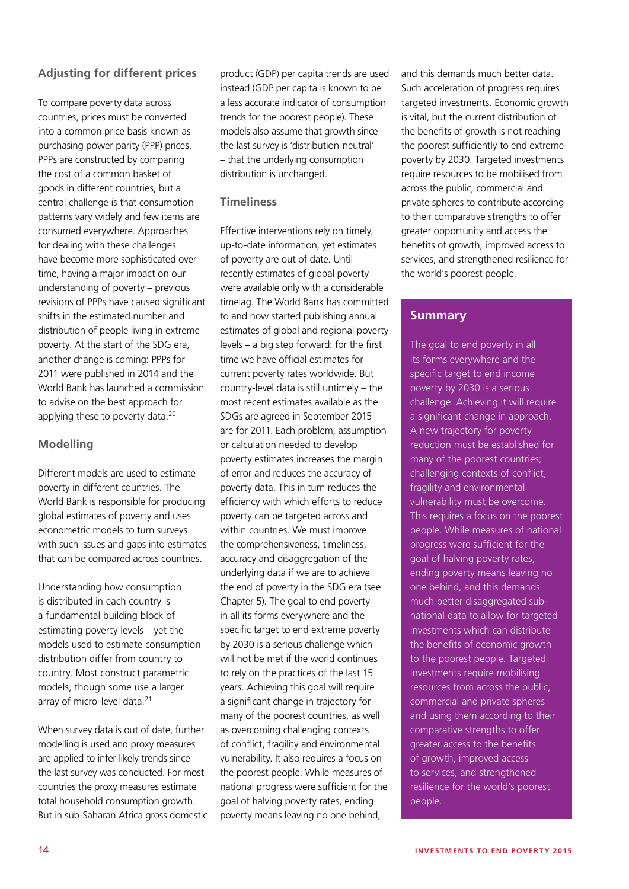## Adjusting for different prices

To compare poverty data across countries, prices must be converted into a common price basis known as purchasing power parity (PPP) prices. PPPs are constructed by comparing the cost of a common basket of goods in different countries, but a central challenge is that consumption patterns vary widely and few items are consumed everywhere. Approaches for dealing with these challenges have become more sophisticated over time, having a major impact on our understanding of poverty – previous revisions of PPPs have caused significant shifts in the estimated number and distribution of people living in extreme poverty. At the start of the SDG era, another change is coming: PPPs for 2011 were published in 2014 and the World Bank has launched a commission to advise on the best approach for applying these to poverty data.[20]

## Modelling

Different models are used to estimate poverty in different countries. The World Bank is responsible for producing global estimates of poverty and uses econometric models to turn surveys with such issues and gaps into estimates that can be compared across countries.

Understanding how consumption is distributed in each country is a fundamental building block of estimating poverty levels – yet the models used to estimate consumption distribution differ from country to country. Most construct parametric models, though some use a larger array of micro-level data.[21]

When survey data is out of date, further modelling is used and proxy measures are applied to infer likely trends since the last survey was conducted. For most countries the proxy measures estimate total household consumption growth. But in sub-Saharan Africa gross domestic product (GDP) per capita trends are used instead (GDP per capita is known to be a less accurate indicator of consumption trends for the poorest people). These models also assume that growth since the last survey is 'distribution-neutral' – that the underlying consumption distribution is unchanged.

## Timeliness

Effective interventions rely on timely, up-to-date information, yet estimates of poverty are out of date. Until recently estimates of global poverty were available only with a considerable timelag. The World Bank has committed to and now started publishing annual estimates of global and regional poverty levels – a big step forward: for the first time we have official estimates for current poverty rates worldwide. But country-level data is still untimely – the most recent estimates available as the SDGs are agreed in September 2015 are for 2011. Each problem, assumption or calculation needed to develop poverty estimates increases the margin of error and reduces the accuracy of poverty data. This in turn reduces the efficiency with which efforts to reduce poverty can be targeted across and within countries. We must improve the comprehensiveness, timeliness, accuracy and disaggregation of the underlying data if we are to achieve the end of poverty in the SDG era (see Chapter 5). The goal to end poverty in all its forms everywhere and the specific target to end extreme poverty by 2030 is a serious challenge which will not be met if the world continues to rely on the practices of the last 15 years. Achieving this goal will require a significant change in trajectory for many of the poorest countries, as well as overcoming challenging contexts of conflict, fragility and environmental vulnerability. It also requires a focus on the poorest people. While measures of national progress were sufficient for the goal of halving poverty rates, ending poverty means leaving no one behind, and this demands much better data. Such acceleration of progress requires targeted investments. Economic growth is vital, but the current distribution of the benefits of growth is not reaching the poorest sufficiently to end extreme poverty by 2030. Targeted investments require resources to be mobilised from across the public, commercial and private spheres to contribute according to their comparative strengths to offer greater opportunity and access the benefits of growth, improved access to services, and strengthened resilience for the world's poorest people.

## Summary

The goal to end poverty in all its forms everywhere and the specific target to end income poverty by 2030 is a serious challenge. Achieving it will require a significant change in approach. A new trajectory for poverty reduction must be established for many of the poorest countries; challenging contexts of conflict, fragility and environmental vulnerability must be overcome. This requires a focus on the poorest people. While measures of national progress were sufficient for the goal of halving poverty rates, ending poverty means leaving no one behind, and this demands much better disaggregated sub-national data to allow for targeted investments which can distribute the benefits of economic growth to the poorest people. Targeted investments require mobilising resources from across the public, commercial and private spheres and using them according to their comparative strengths to offer greater access to the benefits of growth, improved access to services, and strengthened resilience for the world's poorest people.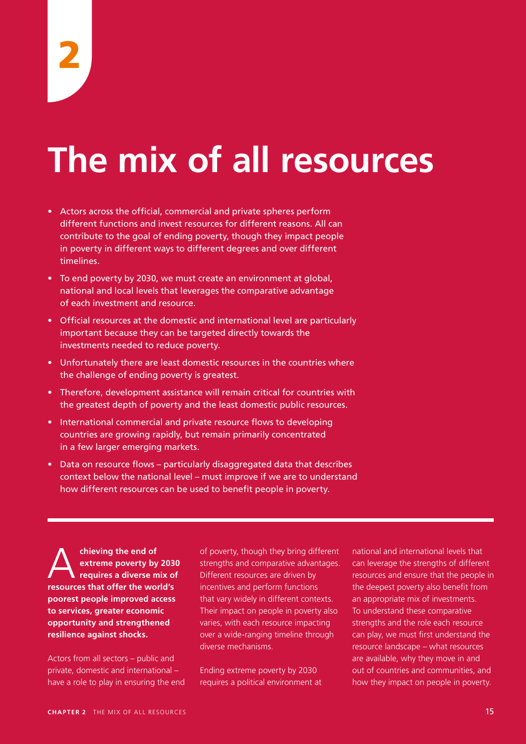2

# The mix of all resources

- Actors across the official, commercial and private spheres perform different functions and invest resources for different reasons. All can contribute to the goal of ending poverty, though they impact people in poverty in different ways to different degrees and over different timelines.
- To end poverty by 2030, we must create an environment at global, national and local levels that leverages the comparative advantage of each investment and resource.
- Official resources at the domestic and international level are particularly important because they can be targeted directly towards the investments needed to reduce poverty.
- Unfortunately there are least domestic resources in the countries where the challenge of ending poverty is greatest.
- Therefore, development assistance will remain critical for countries with the greatest depth of poverty and the least domestic public resources.
- International commercial and private resource flows to developing countries are growing rapidly, but remain primarily concentrated in a few larger emerging markets.
- Data on resource flows – particularly disaggregated data that describes context below the national level – must improve if we are to understand how different resources can be used to benefit people in poverty.

**Achieving the end of extreme poverty by 2030 requires a diverse mix of resources that offer the world's poorest people improved access to services, greater economic opportunity and strengthened resilience against shocks.**

Actors from all sectors – public and private, domestic and international – have a role to play in ensuring the end of poverty, though they bring different strengths and comparative advantages. Different resources are driven by incentives and perform functions that vary widely in different contexts. Their impact on people in poverty also varies, with each resource impacting over a wide-ranging timeline through diverse mechanisms.

Ending extreme poverty by 2030 requires a political environment at national and international levels that can leverage the strengths of different resources and ensure that the people in the deepest poverty also benefit from an appropriate mix of investments. To understand these comparative strengths and the role each resource can play, we must first understand the resource landscape – what resources are available, why they move in and out of countries and communities, and how they impact on people in poverty.